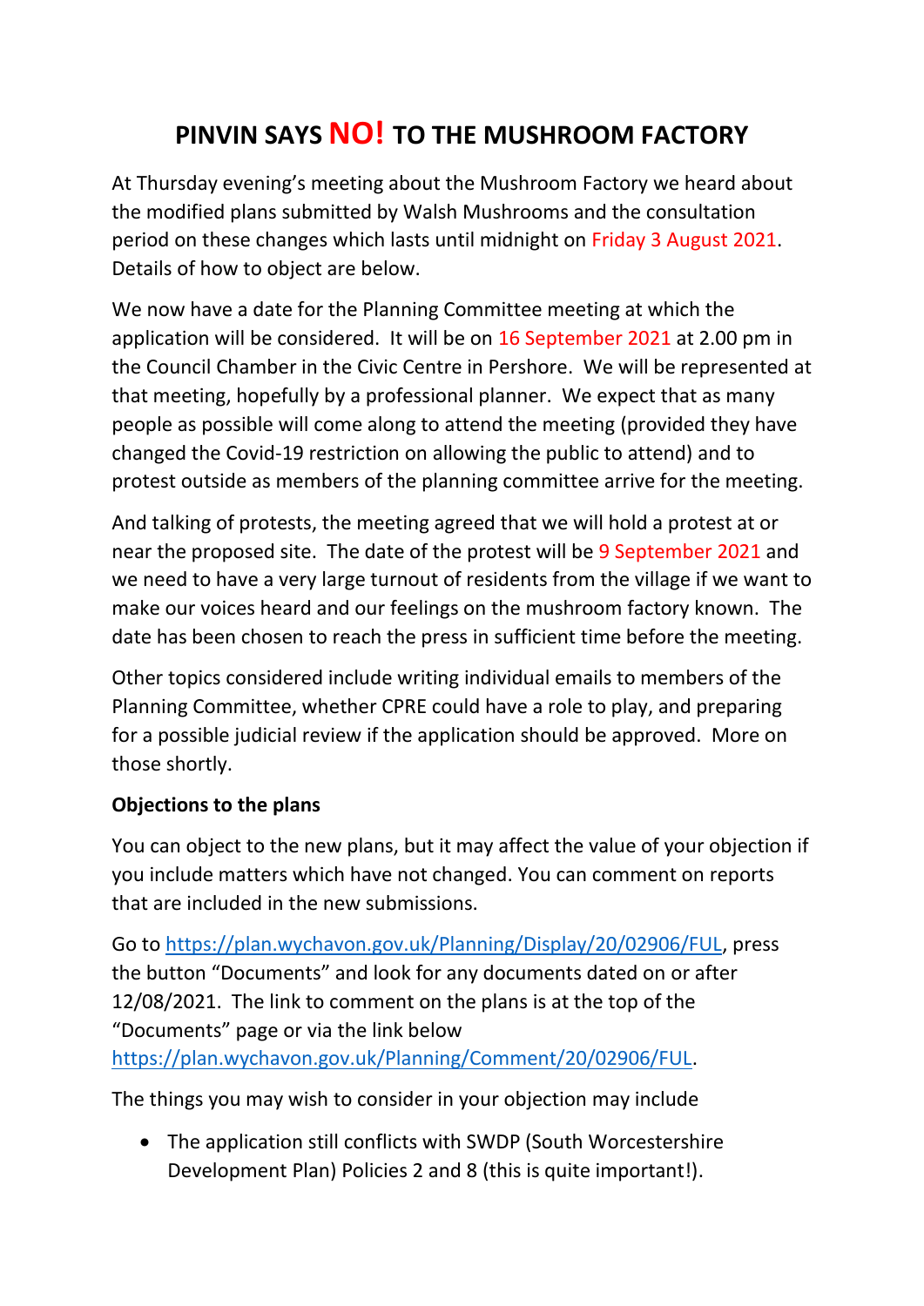# PINVIN SAYS NO! TO THE MUSHROOM FACTORY

At Thursday evening's meeting about the Mushroom Factory we heard about the modified plans submitted by Walsh Mushrooms and the consultation period on these changes which lasts until midnight on Friday 3 August 2021. Details of how to object are below.

We now have a date for the Planning Committee meeting at which the application will be considered. It will be on 16 September 2021 at 2.00 pm in the Council Chamber in the Civic Centre in Pershore. We will be represented at that meeting, hopefully by a professional planner. We expect that as many people as possible will come along to attend the meeting (provided they have changed the Covid-19 restriction on allowing the public to attend) and to protest outside as members of the planning committee arrive for the meeting.

And talking of protests, the meeting agreed that we will hold a protest at or near the proposed site. The date of the protest will be 9 September 2021 and we need to have a very large turnout of residents from the village if we want to make our voices heard and our feelings on the mushroom factory known. The date has been chosen to reach the press in sufficient time before the meeting.

Other topics considered include writing individual emails to members of the Planning Committee, whether CPRE could have a role to play, and preparing for a possible judicial review if the application should be approved. More on those shortly.

**Objections to the plans**

You can object to the new plans, but it may affect the value of your objection if you include matters which have not changed. You can comment on reports that are included in the new submissions.

Go to https://plan.wychavon.gov.uk/Planning/Display/20/02906/FUL, press the button "Documents" and look for any documents dated on or after 12/08/2021. The link to comment on the plans is at the top of the "Documents" page or via the link below https://plan.wychavon.gov.uk/Planning/Comment/20/02906/FUL.

The things you may wish to consider in your objection may include

- The application still conflicts with SWDP (South Worcestershire Development Plan) Policies 2 and 8 (this is quite important!).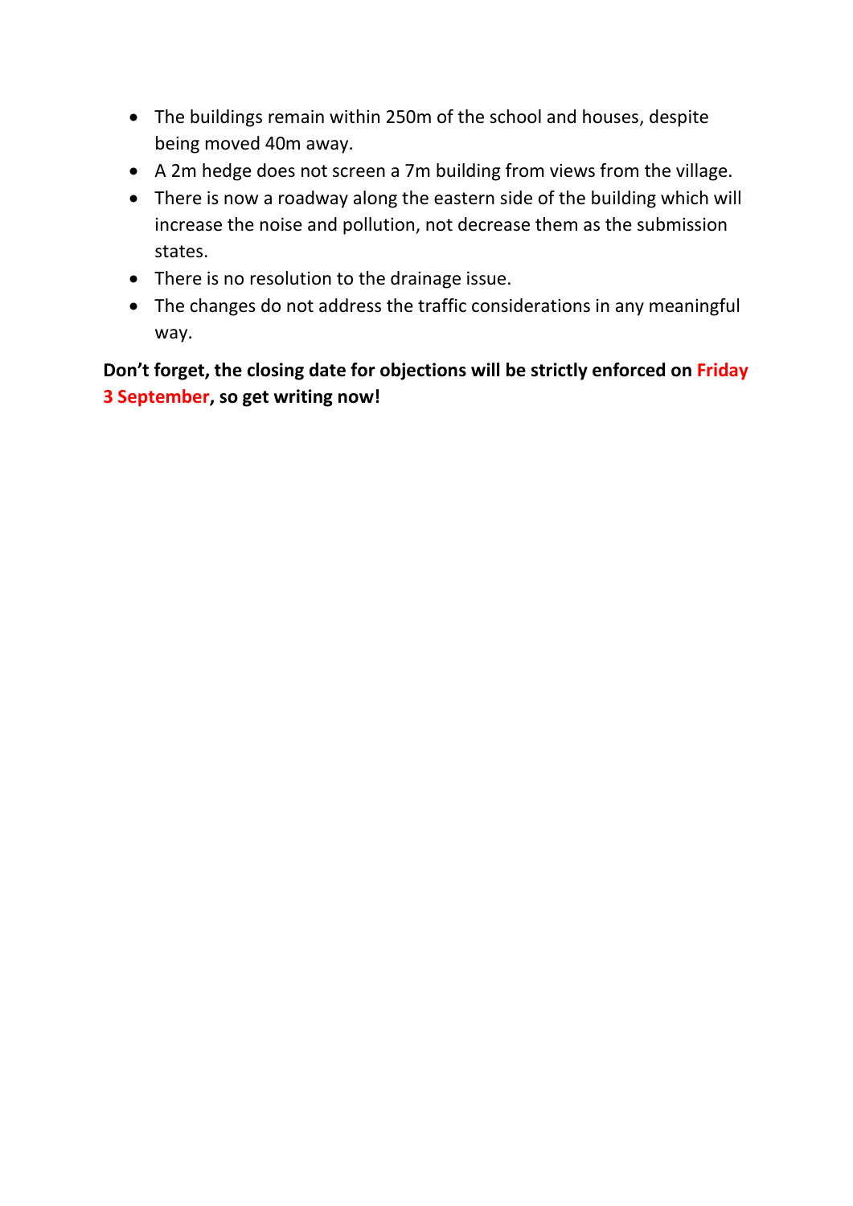- The buildings remain within 250m of the school and houses, despite being moved 40m away.
- A 2m hedge does not screen a 7m building from views from the village.
- There is now a roadway along the eastern side of the building which will increase the noise and pollution, not decrease them as the submission states.
- There is no resolution to the drainage issue.
- The changes do not address the traffic considerations in any meaningful way.

**Don't forget, the closing date for objections will be strictly enforced on Friday 3 September, so get writing now!**